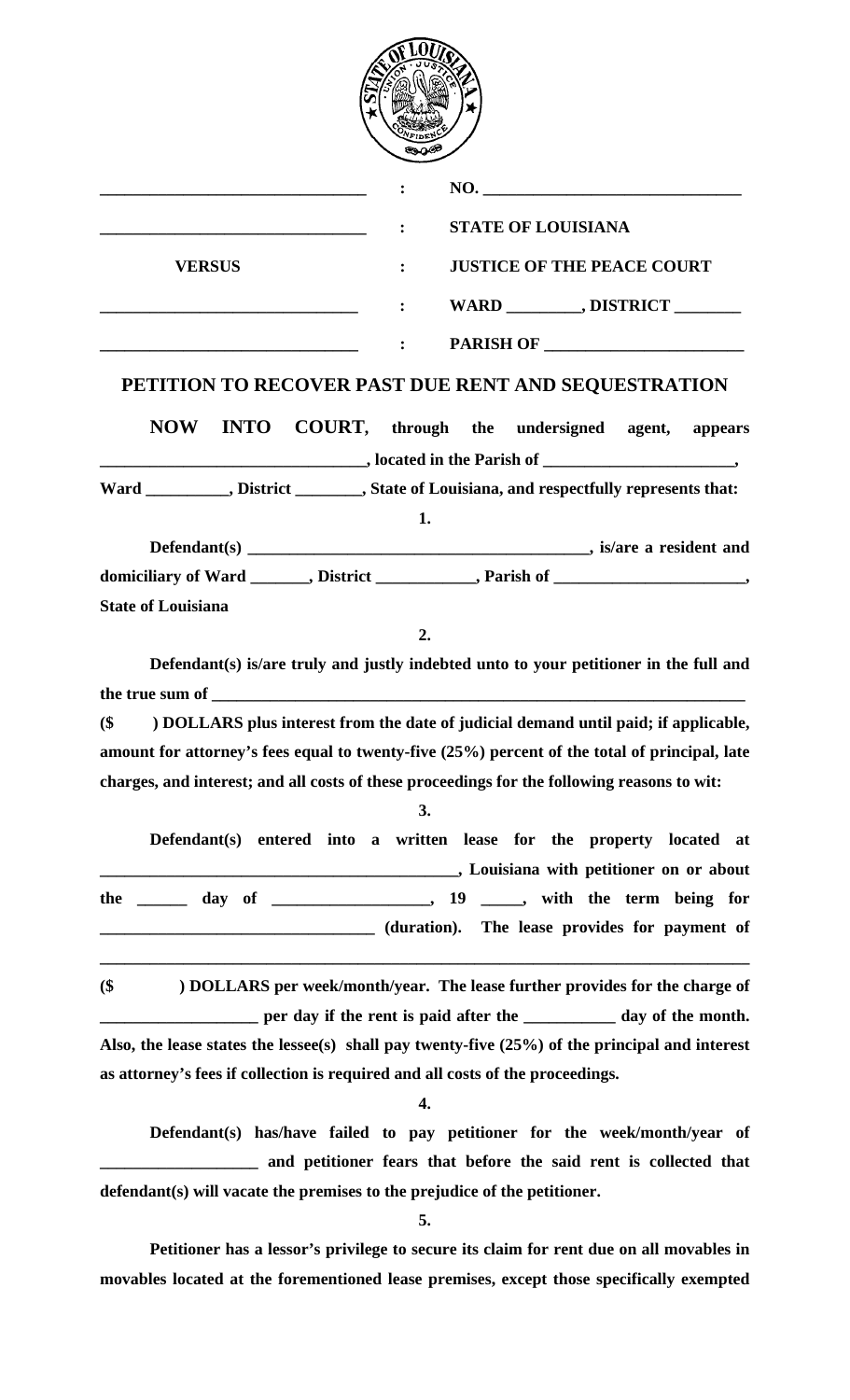| | | |
|---|---|---|
| _______________________________ | : | NO. ______________________________ |
| _______________________________ | : | **STATE OF LOUISIANA** |
| **VERSUS** | : | **JUSTICE OF THE PEACE COURT** |
| _______________________________ | : | **WARD _________, DISTRICT ________** |
| _______________________________ | : | **PARISH OF _______________________** |

## PETITION TO RECOVER PAST DUE RENT AND SEQUESTRATION

**NOW INTO COURT, through the undersigned agent, appears _______________________________, located in the Parish of _______________________, Ward __________, District ________, State of Louisiana, and respectfully represents that:**

**1.**

**Defendant(s) ________________________________________, is/are a resident and domiciliary of Ward _______, District ____________, Parish of _______________________, State of Louisiana**

**2.**

**Defendant(s) is/are truly and justly indebted unto to your petitioner in the full and the true sum of ___________________________________________________________________ ($ ) DOLLARS plus interest from the date of judicial demand until paid; if applicable, amount for attorney's fees equal to twenty-five (25%) percent of the total of principal, late charges, and interest; and all costs of these proceedings for the following reasons to wit:**

**3.**

**Defendant(s) entered into a written lease for the property located at ____________________________________________, Louisiana with petitioner on or about the ______ day of __________________, 19 _____, with the term being for _________________________________ (duration). The lease provides for payment of ________________________________________________________________________________ ($ ) DOLLARS per week/month/year. The lease further provides for the charge of ___________________ per day if the rent is paid after the ___________ day of the month. Also, the lease states the lessee(s) shall pay twenty-five (25%) of the principal and interest as attorney's fees if collection is required and all costs of the proceedings.**

**4.**

**Defendant(s) has/have failed to pay petitioner for the week/month/year of ___________________ and petitioner fears that before the said rent is collected that defendant(s) will vacate the premises to the prejudice of the petitioner.**

**5.**

**Petitioner has a lessor's privilege to secure its claim for rent due on all movables in movables located at the forementioned lease premises, except those specifically exempted**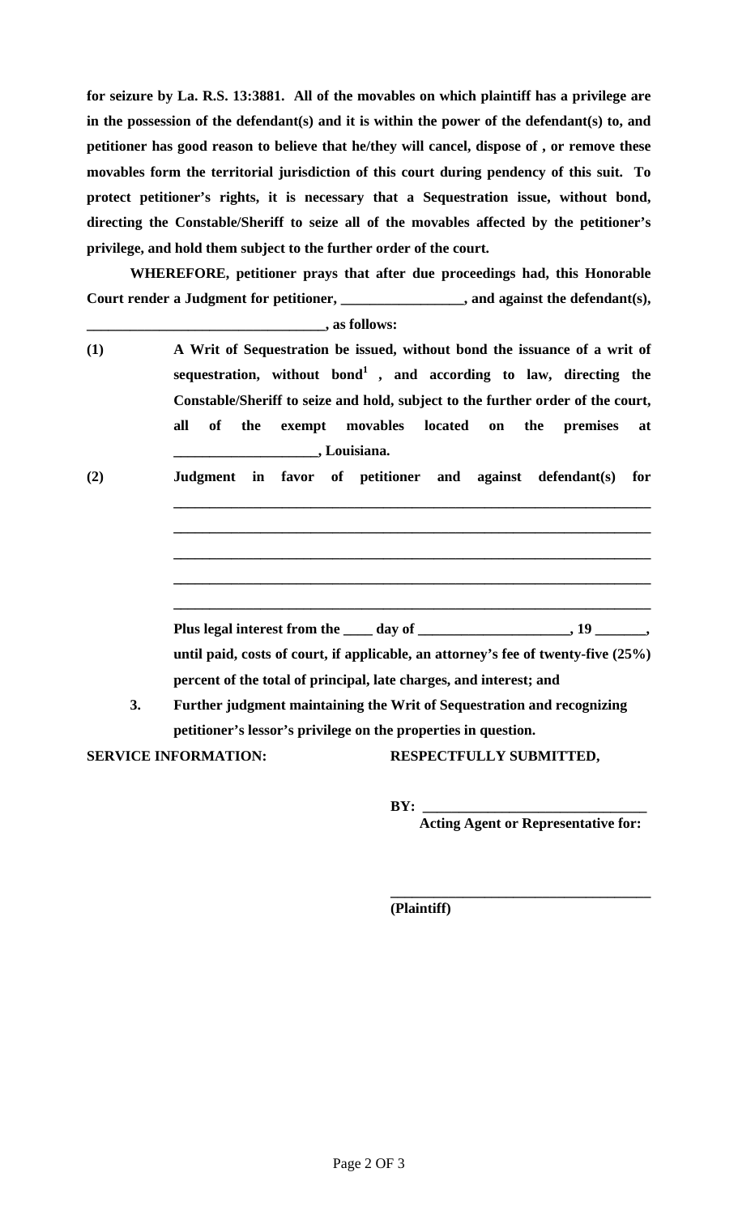**for seizure by La. R.S. 13:3881. All of the movables on which plaintiff has a privilege are in the possession of the defendant(s) and it is within the power of the defendant(s) to, and petitioner has good reason to believe that he/they will cancel, dispose of , or remove these movables form the territorial jurisdiction of this court during pendency of this suit. To protect petitioner's rights, it is necessary that a Sequestration issue, without bond, directing the Constable/Sheriff to seize all of the movables affected by the petitioner's privilege, and hold them subject to the further order of the court.**

**WHEREFORE, petitioner prays that after due proceedings had, this Honorable Court render a Judgment for petitioner, ________________, and against the defendant(s), ________________________________, as follows:**

**(1) A Writ of Sequestration be issued, without bond the issuance of a writ of sequestration, without bond[1] , and according to law, directing the Constable/Sheriff to seize and hold, subject to the further order of the court, all of the exempt movables located on the premises at ___________________, Louisiana.**

**(2) Judgment in favor of petitioner and against defendant(s) for ____________________________________________________________________**
**____________________________________________________________________**
**____________________________________________________________________**
**____________________________________________________________________**
**____________________________________________________________________**

**Plus legal interest from the ____ day of ____________________, 19 _______, until paid, costs of court, if applicable, an attorney's fee of twenty-five (25%) percent of the total of principal, late charges, and interest; and**

**3. Further judgment maintaining the Writ of Sequestration and recognizing petitioner's lessor's privilege on the properties in question.**

**SERVICE INFORMATION:**

**RESPECTFULLY SUBMITTED,**

**BY: ______________________________**
**Acting Agent or Representative for:**

**____________________________________**
**(Plaintiff)**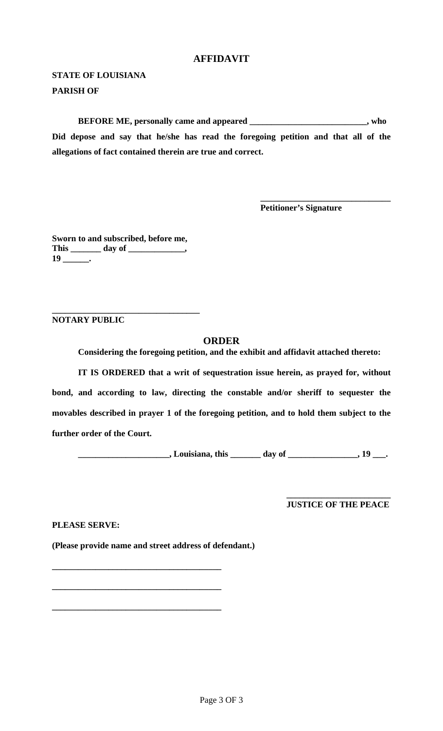# AFFIDAVIT

**STATE OF LOUISIANA**

**PARISH OF**

**BEFORE ME, personally came and appeared ___________________________, who Did depose and say that he/she has read the foregoing petition and that all of the allegations of fact contained therein are true and correct.**

______________________________
**Petitioner's Signature**

**Sworn to and subscribed, before me,**
**This _______ day of _____________,**
**19 ______.**

__________________________________
**NOTARY PUBLIC**

# ORDER

**Considering the foregoing petition, and the exhibit and affidavit attached thereto:**

**IT IS ORDERED that a writ of sequestration issue herein, as prayed for, without bond, and according to law, directing the constable and/or sheriff to sequester the movables described in prayer 1 of the foregoing petition, and to hold them subject to the further order of the Court.**

**_____________________, Louisiana, this _______ day of ________________, 19 ___.**

________________________
**JUSTICE OF THE PEACE**

**PLEASE SERVE:**

**(Please provide name and street address of defendant.)**

_______________________________________

_______________________________________

_______________________________________